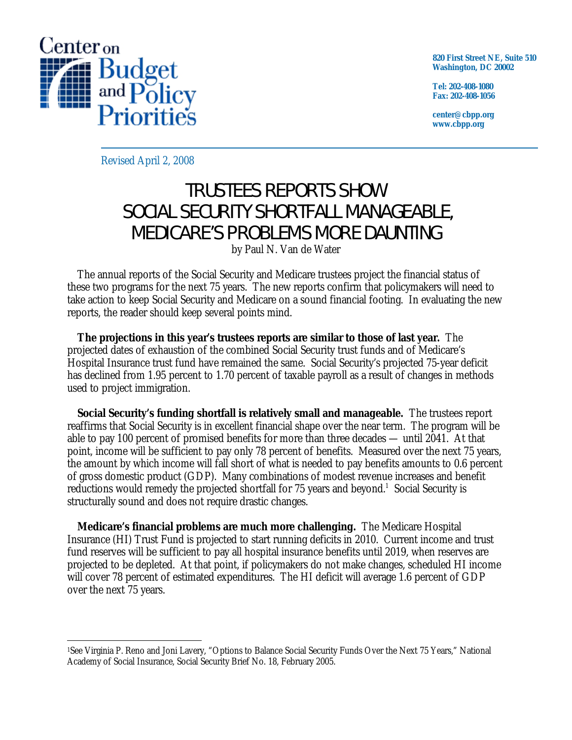Center on Budget and Policy Priorities

820 First Street NE, Suite 510
Washington, DC 20002

Tel: 202-408-1080
Fax: 202-408-1056

center@cbpp.org
www.cbpp.org

*Revised April 2, 2008*

# TRUSTEES REPORTS SHOW SOCIAL SECURITY SHORTFALL MANAGEABLE, MEDICARE'S PROBLEMS MORE DAUNTING

by Paul N. Van de Water

The annual reports of the Social Security and Medicare trustees project the financial status of these two programs for the next 75 years. The new reports confirm that policymakers will need to take action to keep Social Security and Medicare on a sound financial footing. In evaluating the new reports, the reader should keep several points mind.

**The projections in this year's trustees reports are similar to those of last year.** The projected dates of exhaustion of the combined Social Security trust funds and of Medicare's Hospital Insurance trust fund have remained the same. Social Security's projected 75-year deficit has declined from 1.95 percent to 1.70 percent of taxable payroll as a result of changes in methods used to project immigration.

**Social Security's funding shortfall is relatively small and manageable.** The trustees report reaffirms that Social Security is in excellent financial shape over the near term. The program will be able to pay 100 percent of promised benefits for more than three decades — until 2041. At that point, income will be sufficient to pay only 78 percent of benefits. Measured over the next 75 years, the amount by which income will fall short of what is needed to pay benefits amounts to 0.6 percent of gross domestic product (GDP). Many combinations of modest revenue increases and benefit reductions would remedy the projected shortfall for 75 years and beyond.[1] Social Security is structurally sound and does not require drastic changes.

**Medicare's financial problems are much more challenging.** The Medicare Hospital Insurance (HI) Trust Fund is projected to start running deficits in 2010. Current income and trust fund reserves will be sufficient to pay all hospital insurance benefits until 2019, when reserves are projected to be depleted. At that point, if policymakers do not make changes, scheduled HI income will cover 78 percent of estimated expenditures. The HI deficit will average 1.6 percent of GDP over the next 75 years.

---

[1] See Virginia P. Reno and Joni Lavery, "Options to Balance Social Security Funds Over the Next 75 Years," National Academy of Social Insurance, Social Security Brief No. 18, February 2005.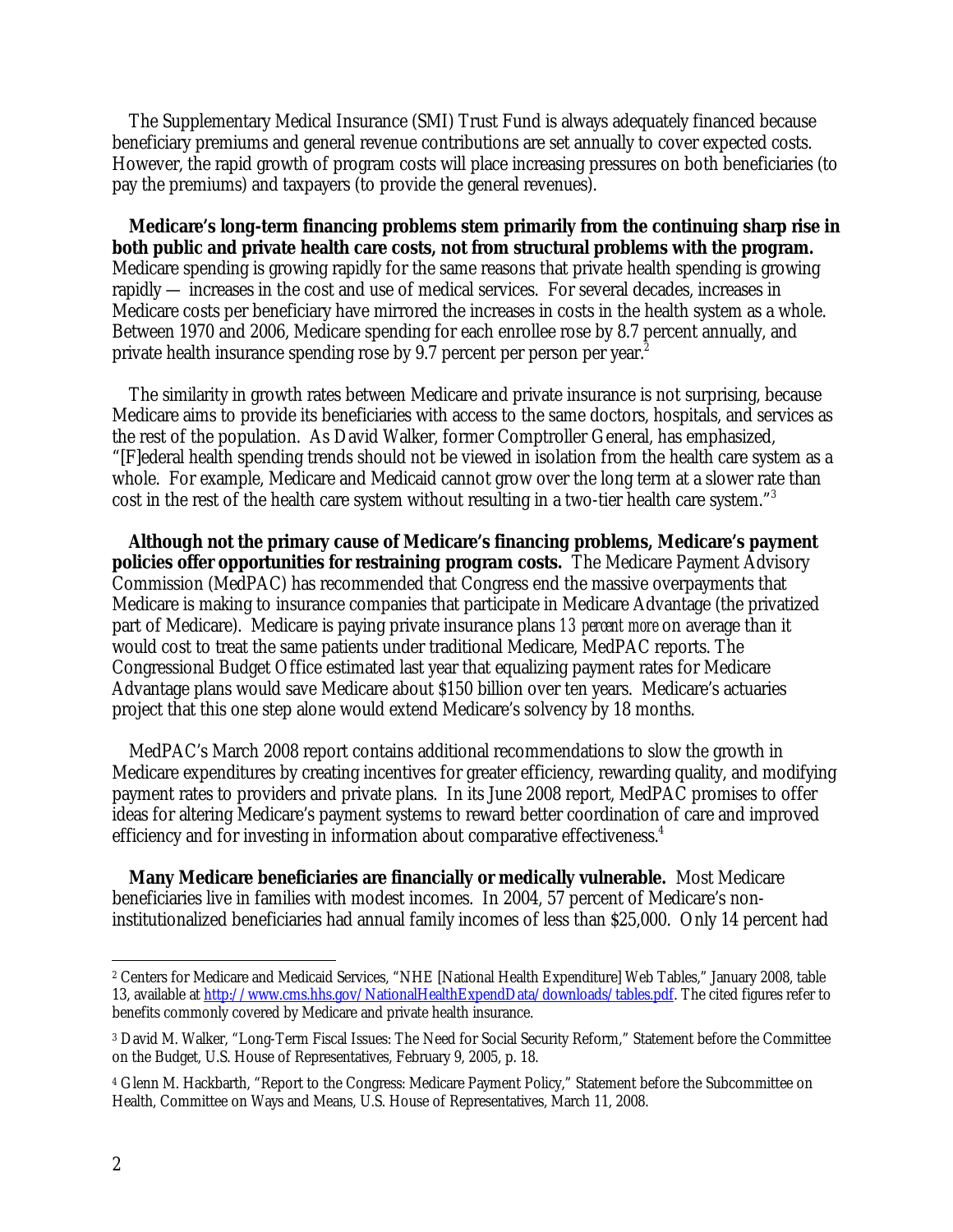The Supplementary Medical Insurance (SMI) Trust Fund is always adequately financed because beneficiary premiums and general revenue contributions are set annually to cover expected costs. However, the rapid growth of program costs will place increasing pressures on both beneficiaries (to pay the premiums) and taxpayers (to provide the general revenues).

**Medicare's long-term financing problems stem primarily from the continuing sharp rise in both public and private health care costs, not from structural problems with the program.** Medicare spending is growing rapidly for the same reasons that private health spending is growing rapidly — increases in the cost and use of medical services. For several decades, increases in Medicare costs per beneficiary have mirrored the increases in costs in the health system as a whole. Between 1970 and 2006, Medicare spending for each enrollee rose by 8.7 percent annually, and private health insurance spending rose by 9.7 percent per person per year.[2]

The similarity in growth rates between Medicare and private insurance is not surprising, because Medicare aims to provide its beneficiaries with access to the same doctors, hospitals, and services as the rest of the population. As David Walker, former Comptroller General, has emphasized, "[F]ederal health spending trends should not be viewed in isolation from the health care system as a whole. For example, Medicare and Medicaid cannot grow over the long term at a slower rate than cost in the rest of the health care system without resulting in a two-tier health care system."[3]

**Although not the primary cause of Medicare's financing problems, Medicare's payment policies offer opportunities for restraining program costs.** The Medicare Payment Advisory Commission (MedPAC) has recommended that Congress end the massive overpayments that Medicare is making to insurance companies that participate in Medicare Advantage (the privatized part of Medicare). Medicare is paying private insurance plans *13 percent more* on average than it would cost to treat the same patients under traditional Medicare, MedPAC reports. The Congressional Budget Office estimated last year that equalizing payment rates for Medicare Advantage plans would save Medicare about $150 billion over ten years. Medicare's actuaries project that this one step alone would extend Medicare's solvency by 18 months.

MedPAC's March 2008 report contains additional recommendations to slow the growth in Medicare expenditures by creating incentives for greater efficiency, rewarding quality, and modifying payment rates to providers and private plans. In its June 2008 report, MedPAC promises to offer ideas for altering Medicare's payment systems to reward better coordination of care and improved efficiency and for investing in information about comparative effectiveness.[4]

**Many Medicare beneficiaries are financially or medically vulnerable.** Most Medicare beneficiaries live in families with modest incomes. In 2004, 57 percent of Medicare's non-institutionalized beneficiaries had annual family incomes of less than $25,000. Only 14 percent had

---

[2] Centers for Medicare and Medicaid Services, "NHE [National Health Expenditure] Web Tables," January 2008, table 13, available at http://www.cms.hhs.gov/NationalHealthExpendData/downloads/tables.pdf. The cited figures refer to benefits commonly covered by Medicare and private health insurance.

[3] David M. Walker, "Long-Term Fiscal Issues: The Need for Social Security Reform," Statement before the Committee on the Budget, U.S. House of Representatives, February 9, 2005, p. 18.

[4] Glenn M. Hackbarth, "Report to the Congress: Medicare Payment Policy," Statement before the Subcommittee on Health, Committee on Ways and Means, U.S. House of Representatives, March 11, 2008.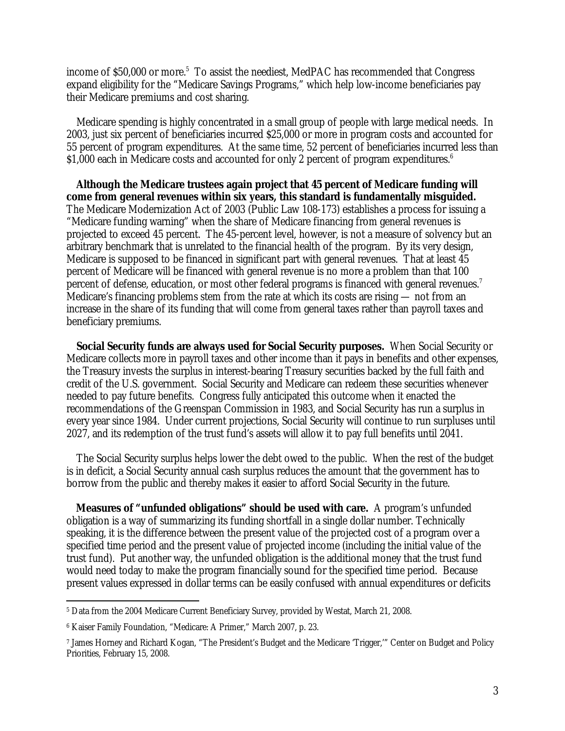income of $50,000 or more.[5] To assist the neediest, MedPAC has recommended that Congress expand eligibility for the "Medicare Savings Programs," which help low-income beneficiaries pay their Medicare premiums and cost sharing.

Medicare spending is highly concentrated in a small group of people with large medical needs. In 2003, just six percent of beneficiaries incurred $25,000 or more in program costs and accounted for 55 percent of program expenditures. At the same time, 52 percent of beneficiaries incurred less than $1,000 each in Medicare costs and accounted for only 2 percent of program expenditures.[6]

**Although the Medicare trustees again project that 45 percent of Medicare funding will come from general revenues within six years, this standard is fundamentally misguided.** The Medicare Modernization Act of 2003 (Public Law 108-173) establishes a process for issuing a "Medicare funding warning" when the share of Medicare financing from general revenues is projected to exceed 45 percent. The 45-percent level, however, is not a measure of solvency but an arbitrary benchmark that is unrelated to the financial health of the program. By its very design, Medicare is supposed to be financed in significant part with general revenues. That at least 45 percent of Medicare will be financed with general revenue is no more a problem than that 100 percent of defense, education, or most other federal programs is financed with general revenues.[7] Medicare's financing problems stem from the rate at which its costs are rising — not from an increase in the share of its funding that will come from general taxes rather than payroll taxes and beneficiary premiums.

**Social Security funds are always used for Social Security purposes.** When Social Security or Medicare collects more in payroll taxes and other income than it pays in benefits and other expenses, the Treasury invests the surplus in interest-bearing Treasury securities backed by the full faith and credit of the U.S. government. Social Security and Medicare can redeem these securities whenever needed to pay future benefits. Congress fully anticipated this outcome when it enacted the recommendations of the Greenspan Commission in 1983, and Social Security has run a surplus in every year since 1984. Under current projections, Social Security will continue to run surpluses until 2027, and its redemption of the trust fund's assets will allow it to pay full benefits until 2041.

The Social Security surplus helps lower the debt owed to the public. When the rest of the budget is in deficit, a Social Security annual cash surplus reduces the amount that the government has to borrow from the public and thereby makes it easier to afford Social Security in the future.

**Measures of "unfunded obligations" should be used with care.** A program's unfunded obligation is a way of summarizing its funding shortfall in a single dollar number. Technically speaking, it is the difference between the present value of the projected cost of a program over a specified time period and the present value of projected income (including the initial value of the trust fund). Put another way, the unfunded obligation is the additional money that the trust fund would need today to make the program financially sound for the specified time period. Because present values expressed in dollar terms can be easily confused with annual expenditures or deficits

---

[5] Data from the 2004 Medicare Current Beneficiary Survey, provided by Westat, March 21, 2008.

[6] Kaiser Family Foundation, "Medicare: A Primer," March 2007, p. 23.

[7] James Horney and Richard Kogan, "The President's Budget and the Medicare 'Trigger,'" Center on Budget and Policy Priorities, February 15, 2008.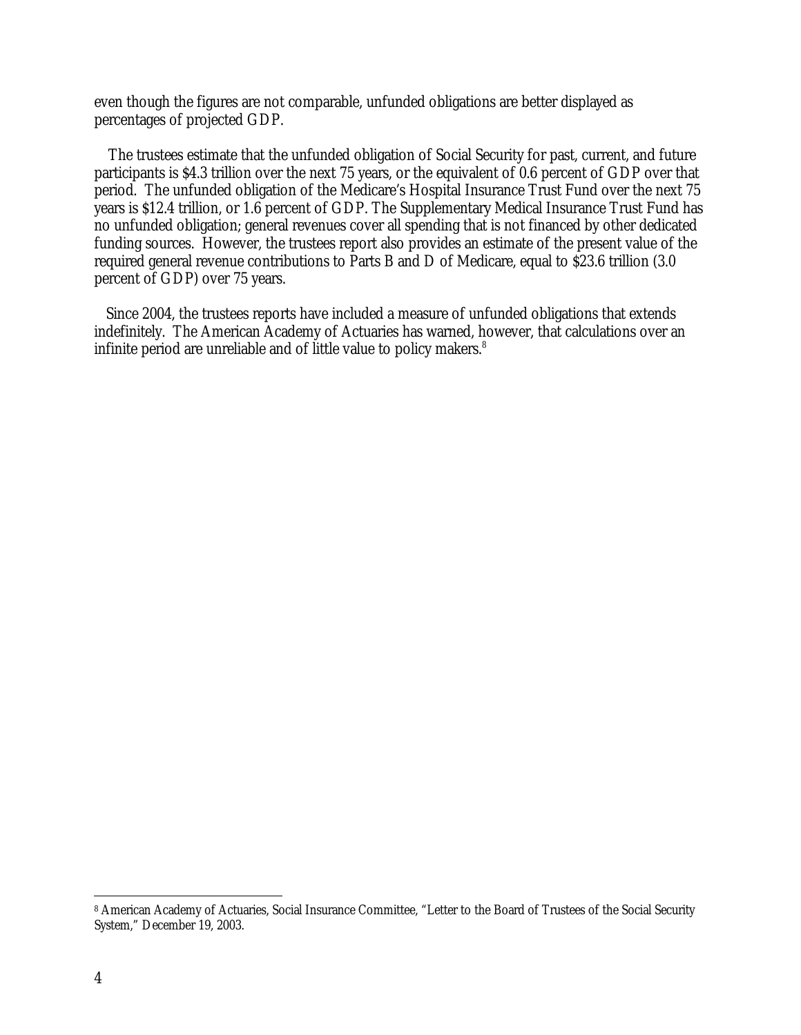even though the figures are not comparable, unfunded obligations are better displayed as percentages of projected GDP.

The trustees estimate that the unfunded obligation of Social Security for past, current, and future participants is $4.3 trillion over the next 75 years, or the equivalent of 0.6 percent of GDP over that period. The unfunded obligation of the Medicare's Hospital Insurance Trust Fund over the next 75 years is $12.4 trillion, or 1.6 percent of GDP. The Supplementary Medical Insurance Trust Fund has no unfunded obligation; general revenues cover all spending that is not financed by other dedicated funding sources. However, the trustees report also provides an estimate of the present value of the required general revenue contributions to Parts B and D of Medicare, equal to $23.6 trillion (3.0 percent of GDP) over 75 years.

Since 2004, the trustees reports have included a measure of unfunded obligations that extends indefinitely. The American Academy of Actuaries has warned, however, that calculations over an infinite period are unreliable and of little value to policy makers.[8]

---

[8] American Academy of Actuaries, Social Insurance Committee, "Letter to the Board of Trustees of the Social Security System," December 19, 2003.